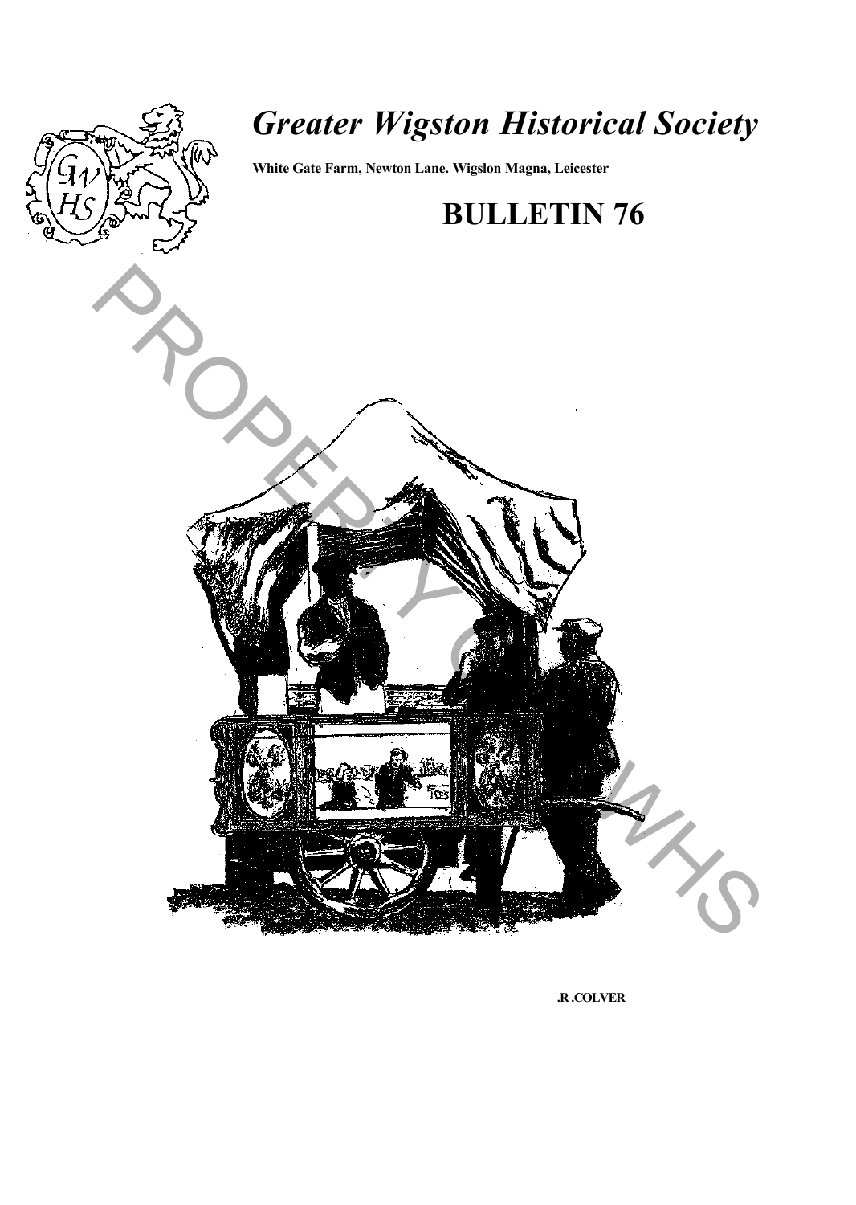# *Greater Wigston Historical Society*

**White Gate Farm, Newton Lane. Wigslon Magna, Leicester**

## BULLETIN 76

**.R .COLVER**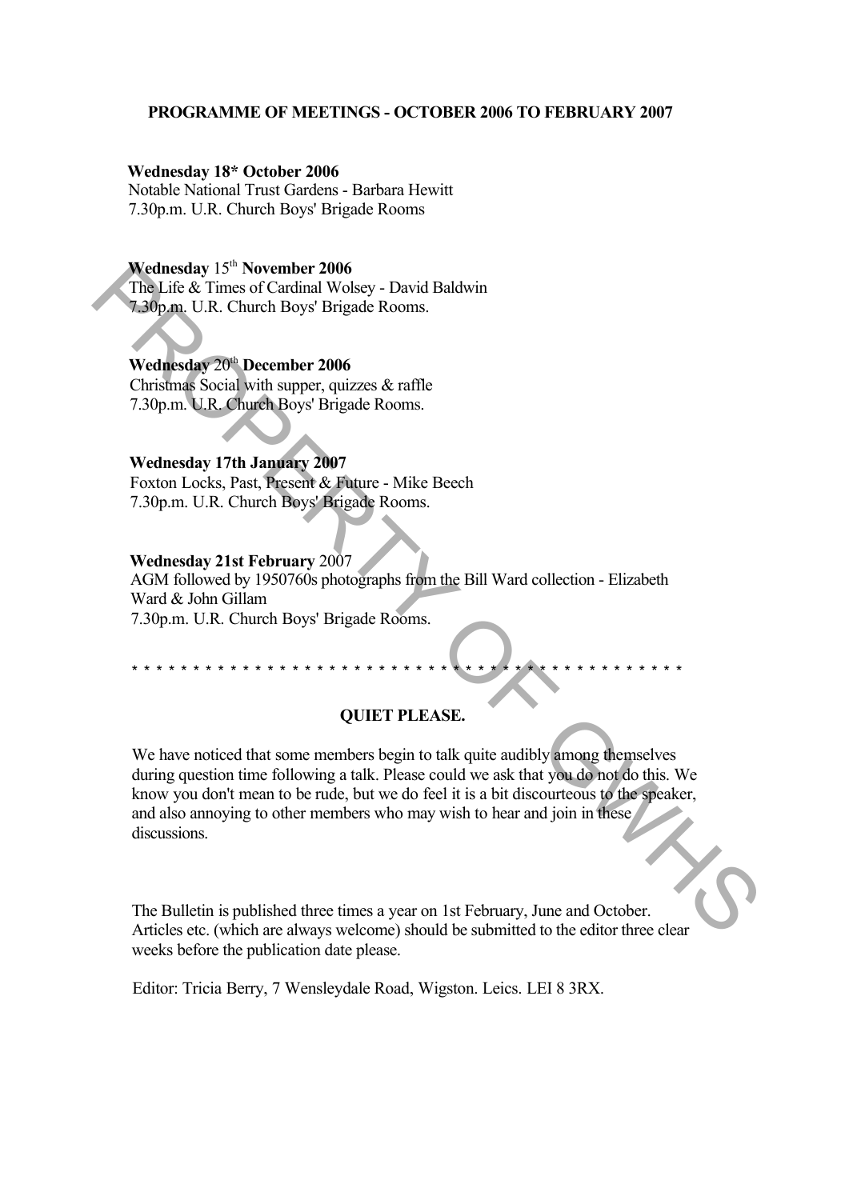## PROGRAMME OF MEETINGS - OCTOBER 2006 TO FEBRUARY 2007

**Wednesday 18* October 2006**
Notable National Trust Gardens - Barbara Hewitt
7.30p.m. U.R. Church Boys' Brigade Rooms

**Wednesday** 15th **November 2006**
The Life & Times of Cardinal Wolsey - David Baldwin
7.30p.m. U.R. Church Boys' Brigade Rooms.

**Wednesday** 20th **December 2006**
Christmas Social with supper, quizzes & raffle
7.30p.m. U.R. Church Boys' Brigade Rooms.

**Wednesday 17th January 2007**
Foxton Locks, Past, Present & Future - Mike Beech
7.30p.m. U.R. Church Boys' Brigade Rooms.

**Wednesday 21st February** 2007
AGM followed by 1950760s photographs from the Bill Ward collection - Elizabeth Ward & John Gillam
7.30p.m. U.R. Church Boys' Brigade Rooms.

* * * * * * * * * * * * * * * * * * * * * * * * * * * * * * * * * * * * * * * * * * * * * * * * * * *

### QUIET PLEASE.

We have noticed that some members begin to talk quite audibly among themselves during question time following a talk. Please could we ask that you do not do this. We know you don't mean to be rude, but we do feel it is a bit discourteous to the speaker, and also annoying to other members who may wish to hear and join in these discussions.

The Bulletin is published three times a year on 1st February, June and October. Articles etc. (which are always welcome) should be submitted to the editor three clear weeks before the publication date please.

Editor: Tricia Berry, 7 Wensleydale Road, Wigston. Leics. LEI 8 3RX.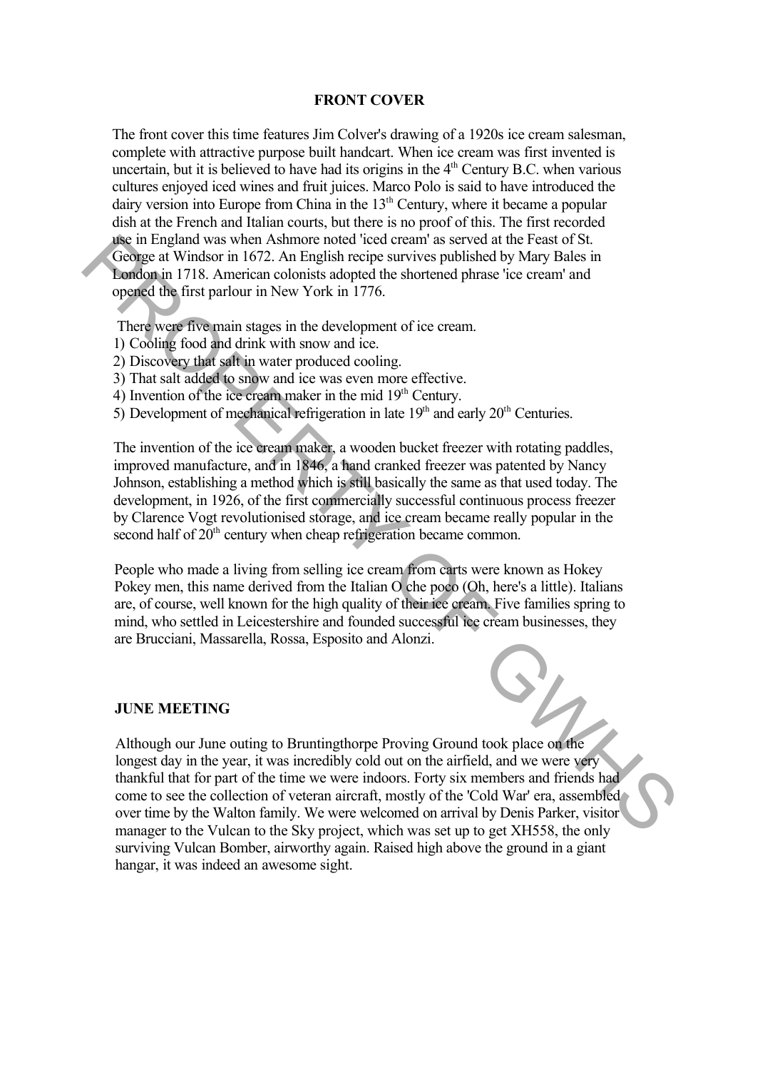## FRONT COVER

The front cover this time features Jim Colver's drawing of a 1920s ice cream salesman, complete with attractive purpose built handcart. When ice cream was first invented is uncertain, but it is believed to have had its origins in the 4th Century B.C. when various cultures enjoyed iced wines and fruit juices. Marco Polo is said to have introduced the dairy version into Europe from China in the 13th Century, where it became a popular dish at the French and Italian courts, but there is no proof of this. The first recorded use in England was when Ashmore noted 'iced cream' as served at the Feast of St. George at Windsor in 1672. An English recipe survives published by Mary Bales in London in 1718. American colonists adopted the shortened phrase 'ice cream' and opened the first parlour in New York in 1776.

There were five main stages in the development of ice cream.

1) Cooling food and drink with snow and ice.
2) Discovery that salt in water produced cooling.
3) That salt added to snow and ice was even more effective.
4) Invention of the ice cream maker in the mid 19th Century.
5) Development of mechanical refrigeration in late 19th and early 20th Centuries.

The invention of the ice cream maker, a wooden bucket freezer with rotating paddles, improved manufacture, and in 1846, a hand cranked freezer was patented by Nancy Johnson, establishing a method which is still basically the same as that used today. The development, in 1926, of the first commercially successful continuous process freezer by Clarence Vogt revolutionised storage, and ice cream became really popular in the second half of 20th century when cheap refrigeration became common.

People who made a living from selling ice cream from carts were known as Hokey Pokey men, this name derived from the Italian O che poco (Oh, here's a little). Italians are, of course, well known for the high quality of their ice cream. Five families spring to mind, who settled in Leicestershire and founded successful ice cream businesses, they are Brucciani, Massarella, Rossa, Esposito and Alonzi.

## JUNE MEETING

Although our June outing to Bruntingthorpe Proving Ground took place on the longest day in the year, it was incredibly cold out on the airfield, and we were very thankful that for part of the time we were indoors. Forty six members and friends had come to see the collection of veteran aircraft, mostly of the 'Cold War' era, assembled over time by the Walton family. We were welcomed on arrival by Denis Parker, visitor manager to the Vulcan to the Sky project, which was set up to get XH558, the only surviving Vulcan Bomber, airworthy again. Raised high above the ground in a giant hangar, it was indeed an awesome sight.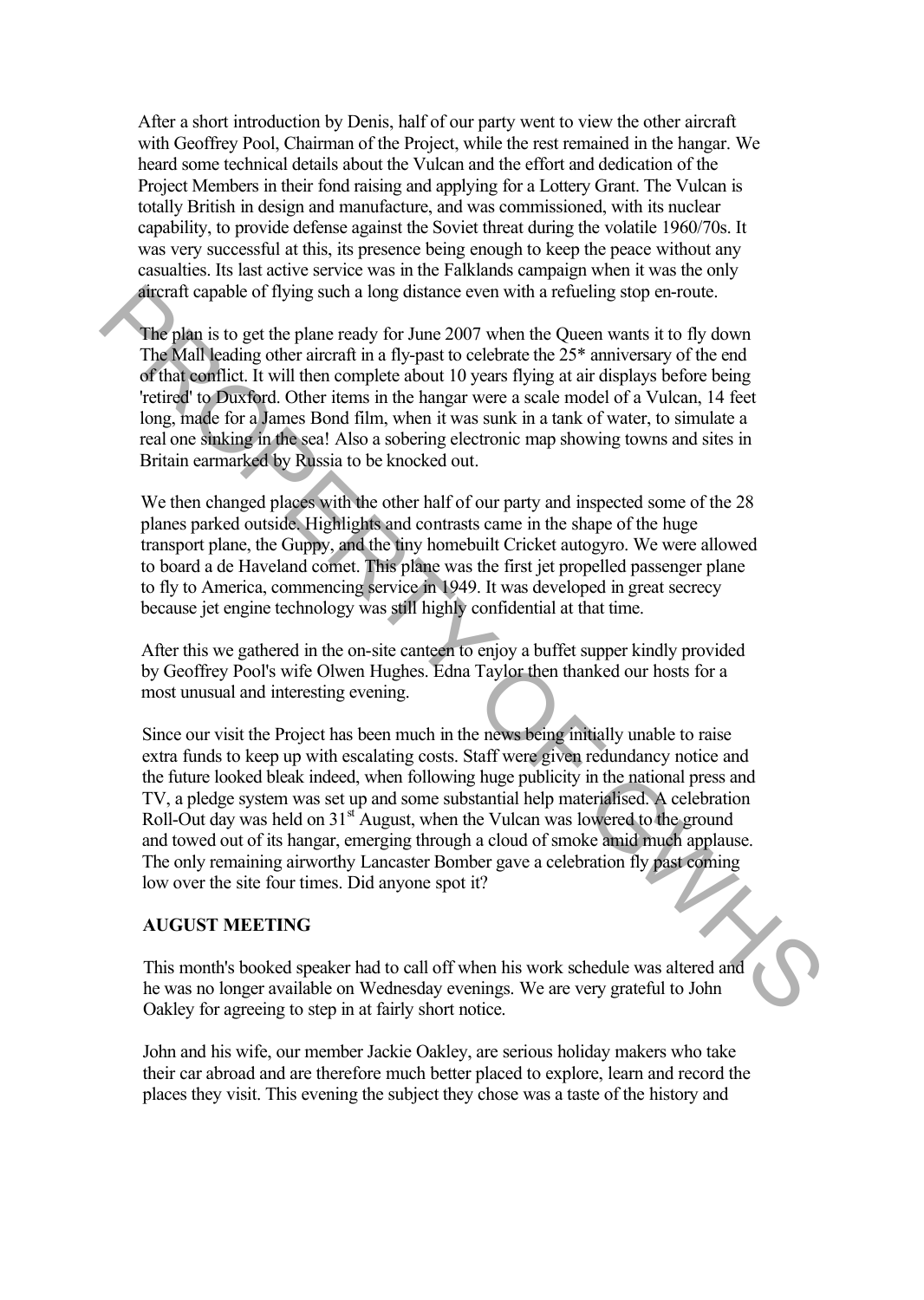After a short introduction by Denis, half of our party went to view the other aircraft with Geoffrey Pool, Chairman of the Project, while the rest remained in the hangar. We heard some technical details about the Vulcan and the effort and dedication of the Project Members in their fond raising and applying for a Lottery Grant. The Vulcan is totally British in design and manufacture, and was commissioned, with its nuclear capability, to provide defense against the Soviet threat during the volatile 1960/70s. It was very successful at this, its presence being enough to keep the peace without any casualties. Its last active service was in the Falklands campaign when it was the only aircraft capable of flying such a long distance even with a refueling stop en-route.

The plan is to get the plane ready for June 2007 when the Queen wants it to fly down The Mall leading other aircraft in a fly-past to celebrate the 25* anniversary of the end of that conflict. It will then complete about 10 years flying at air displays before being 'retired' to Duxford. Other items in the hangar were a scale model of a Vulcan, 14 feet long, made for a James Bond film, when it was sunk in a tank of water, to simulate a real one sinking in the sea! Also a sobering electronic map showing towns and sites in Britain earmarked by Russia to be knocked out.

We then changed places with the other half of our party and inspected some of the 28 planes parked outside. Highlights and contrasts came in the shape of the huge transport plane, the Guppy, and the tiny homebuilt Cricket autogyro. We were allowed to board a de Haveland comet. This plane was the first jet propelled passenger plane to fly to America, commencing service in 1949. It was developed in great secrecy because jet engine technology was still highly confidential at that time.

After this we gathered in the on-site canteen to enjoy a buffet supper kindly provided by Geoffrey Pool's wife Olwen Hughes. Edna Taylor then thanked our hosts for a most unusual and interesting evening.

Since our visit the Project has been much in the news being initially unable to raise extra funds to keep up with escalating costs. Staff were given redundancy notice and the future looked bleak indeed, when following huge publicity in the national press and TV, a pledge system was set up and some substantial help materialised. A celebration Roll-Out day was held on 31st August, when the Vulcan was lowered to the ground and towed out of its hangar, emerging through a cloud of smoke amid much applause. The only remaining airworthy Lancaster Bomber gave a celebration fly past coming low over the site four times. Did anyone spot it?

**AUGUST MEETING**

This month's booked speaker had to call off when his work schedule was altered and he was no longer available on Wednesday evenings. We are very grateful to John Oakley for agreeing to step in at fairly short notice.

John and his wife, our member Jackie Oakley, are serious holiday makers who take their car abroad and are therefore much better placed to explore, learn and record the places they visit. This evening the subject they chose was a taste of the history and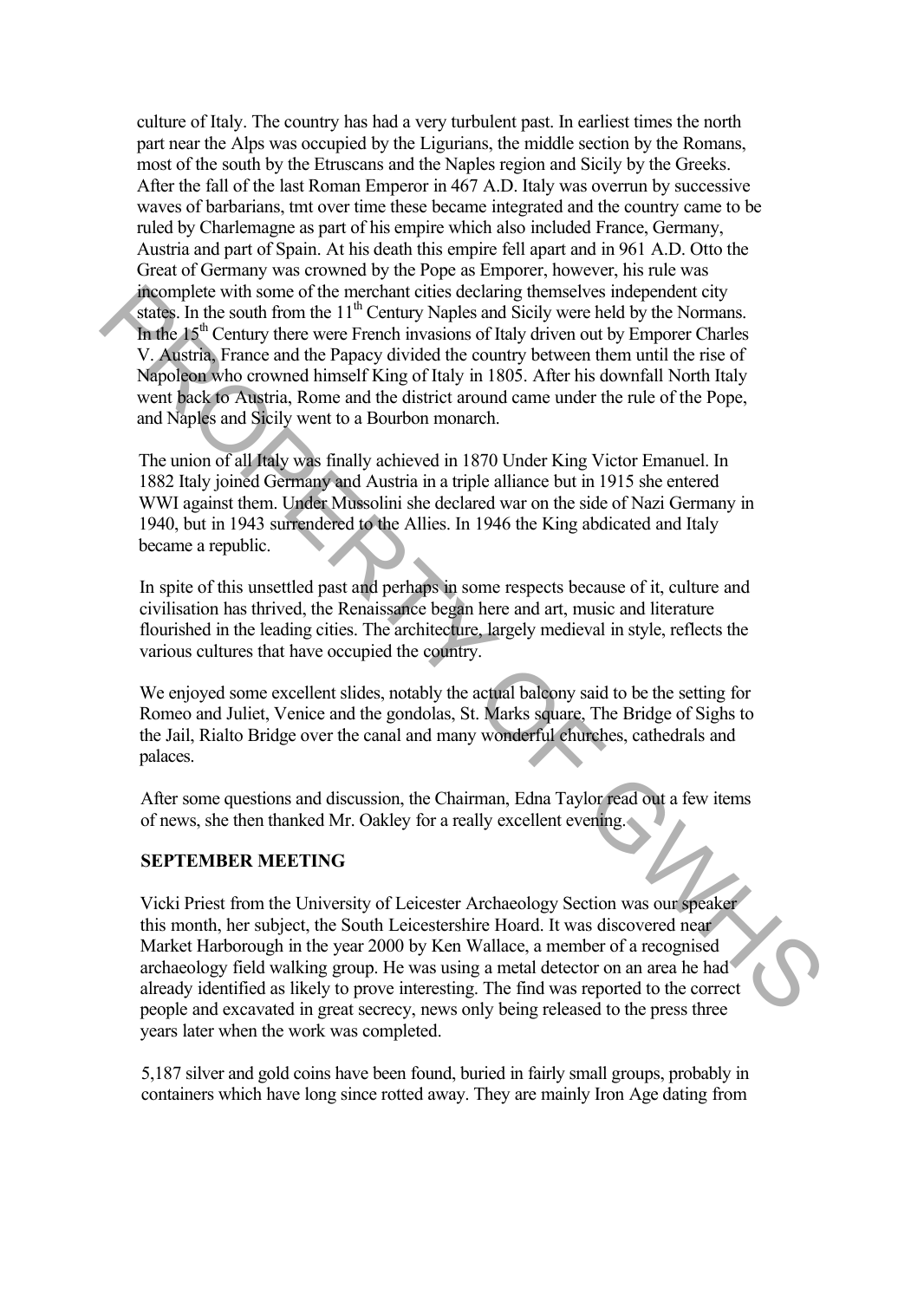culture of Italy. The country has had a very turbulent past. In earliest times the north part near the Alps was occupied by the Ligurians, the middle section by the Romans, most of the south by the Etruscans and the Naples region and Sicily by the Greeks. After the fall of the last Roman Emperor in 467 A.D. Italy was overrun by successive waves of barbarians, tmt over time these became integrated and the country came to be ruled by Charlemagne as part of his empire which also included France, Germany, Austria and part of Spain. At his death this empire fell apart and in 961 A.D. Otto the Great of Germany was crowned by the Pope as Emporer, however, his rule was incomplete with some of the merchant cities declaring themselves independent city states. In the south from the 11th Century Naples and Sicily were held by the Normans. In the 15th Century there were French invasions of Italy driven out by Emporer Charles V. Austria, France and the Papacy divided the country between them until the rise of Napoleon who crowned himself King of Italy in 1805. After his downfall North Italy went back to Austria, Rome and the district around came under the rule of the Pope, and Naples and Sicily went to a Bourbon monarch.

The union of all Italy was finally achieved in 1870 Under King Victor Emanuel. In 1882 Italy joined Germany and Austria in a triple alliance but in 1915 she entered WWI against them. Under Mussolini she declared war on the side of Nazi Germany in 1940, but in 1943 surrendered to the Allies. In 1946 the King abdicated and Italy became a republic.

In spite of this unsettled past and perhaps in some respects because of it, culture and civilisation has thrived, the Renaissance began here and art, music and literature flourished in the leading cities. The architecture, largely medieval in style, reflects the various cultures that have occupied the country.

We enjoyed some excellent slides, notably the actual balcony said to be the setting for Romeo and Juliet, Venice and the gondolas, St. Marks square, The Bridge of Sighs to the Jail, Rialto Bridge over the canal and many wonderful churches, cathedrals and palaces.

After some questions and discussion, the Chairman, Edna Taylor read out a few items of news, she then thanked Mr. Oakley for a really excellent evening.

**SEPTEMBER MEETING**

Vicki Priest from the University of Leicester Archaeology Section was our speaker this month, her subject, the South Leicestershire Hoard. It was discovered near Market Harborough in the year 2000 by Ken Wallace, a member of a recognised archaeology field walking group. He was using a metal detector on an area he had already identified as likely to prove interesting. The find was reported to the correct people and excavated in great secrecy, news only being released to the press three years later when the work was completed.

5,187 silver and gold coins have been found, buried in fairly small groups, probably in containers which have long since rotted away. They are mainly Iron Age dating from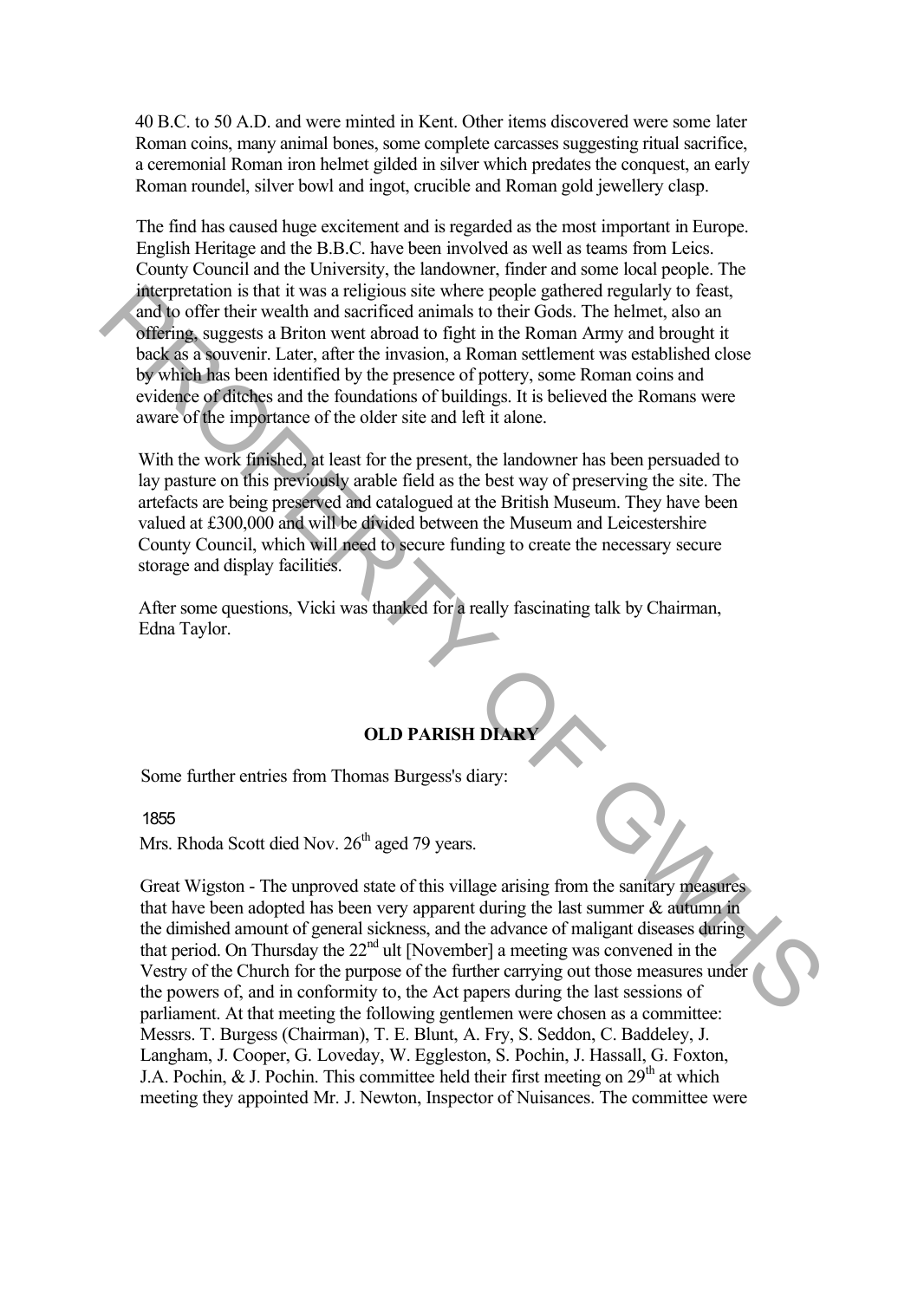40 B.C. to 50 A.D. and were minted in Kent. Other items discovered were some later Roman coins, many animal bones, some complete carcasses suggesting ritual sacrifice, a ceremonial Roman iron helmet gilded in silver which predates the conquest, an early Roman roundel, silver bowl and ingot, crucible and Roman gold jewellery clasp.

The find has caused huge excitement and is regarded as the most important in Europe. English Heritage and the B.B.C. have been involved as well as teams from Leics. County Council and the University, the landowner, finder and some local people. The interpretation is that it was a religious site where people gathered regularly to feast, and to offer their wealth and sacrificed animals to their Gods. The helmet, also an offering, suggests a Briton went abroad to fight in the Roman Army and brought it back as a souvenir. Later, after the invasion, a Roman settlement was established close by which has been identified by the presence of pottery, some Roman coins and evidence of ditches and the foundations of buildings. It is believed the Romans were aware of the importance of the older site and left it alone.

With the work finished, at least for the present, the landowner has been persuaded to lay pasture on this previously arable field as the best way of preserving the site. The artefacts are being preserved and catalogued at the British Museum. They have been valued at £300,000 and will be divided between the Museum and Leicestershire County Council, which will need to secure funding to create the necessary secure storage and display facilities.

After some questions, Vicki was thanked for a really fascinating talk by Chairman, Edna Taylor.

## OLD PARISH DIARY

Some further entries from Thomas Burgess's diary:

1855

Mrs. Rhoda Scott died Nov. 26th aged 79 years.

Great Wigston - The unproved state of this village arising from the sanitary measures that have been adopted has been very apparent during the last summer & autumn in the dimished amount of general sickness, and the advance of maligant diseases during that period. On Thursday the 22nd ult [November] a meeting was convened in the Vestry of the Church for the purpose of the further carrying out those measures under the powers of, and in conformity to, the Act papers during the last sessions of parliament. At that meeting the following gentlemen were chosen as a committee: Messrs. T. Burgess (Chairman), T. E. Blunt, A. Fry, S. Seddon, C. Baddeley, J. Langham, J. Cooper, G. Loveday, W. Eggleston, S. Pochin, J. Hassall, G. Foxton, J.A. Pochin, & J. Pochin. This committee held their first meeting on 29th at which meeting they appointed Mr. J. Newton, Inspector of Nuisances. The committee were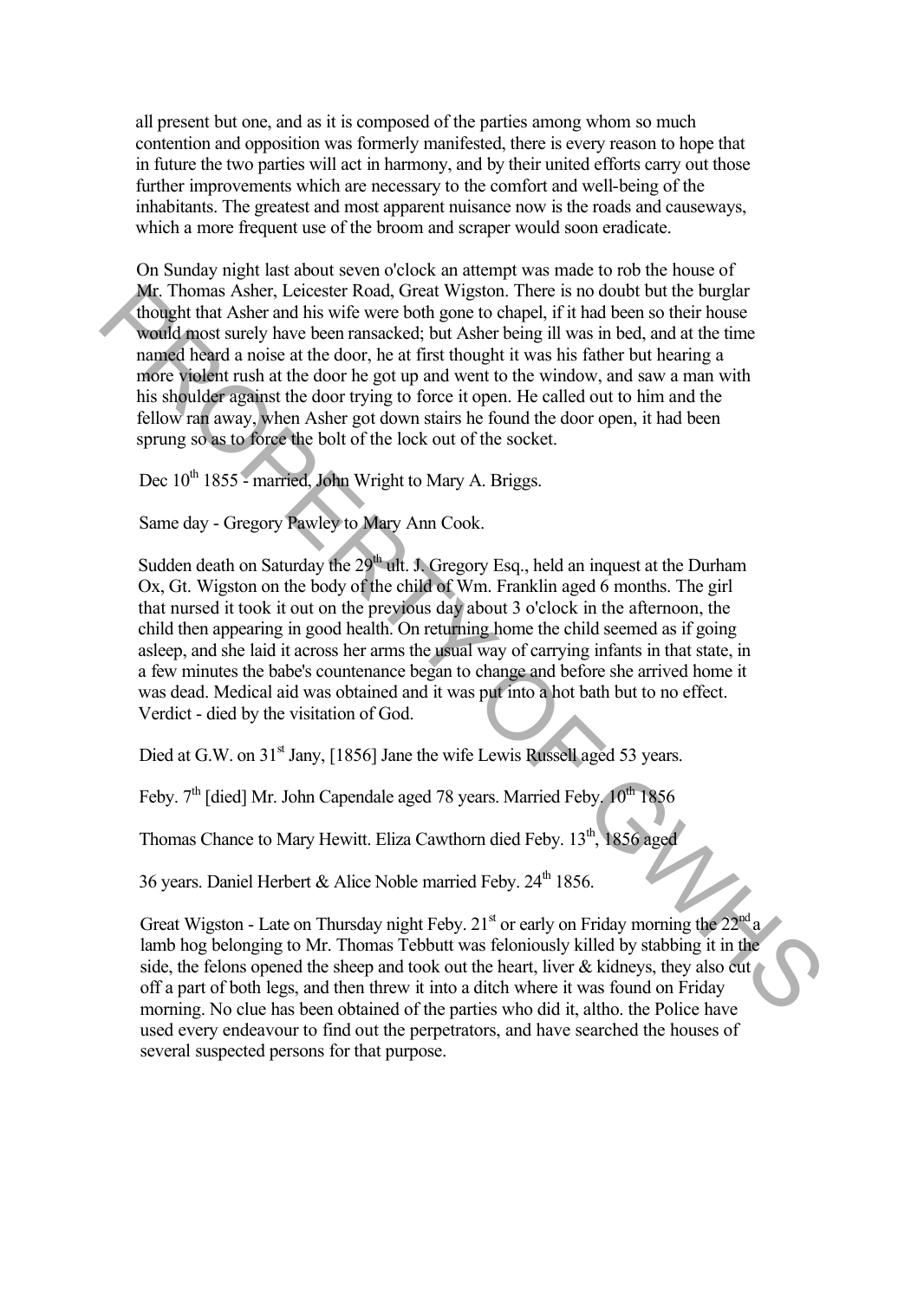all present but one, and as it is composed of the parties among whom so much contention and opposition was formerly manifested, there is every reason to hope that in future the two parties will act in harmony, and by their united efforts carry out those further improvements which are necessary to the comfort and well-being of the inhabitants. The greatest and most apparent nuisance now is the roads and causeways, which a more frequent use of the broom and scraper would soon eradicate.

On Sunday night last about seven o'clock an attempt was made to rob the house of Mr. Thomas Asher, Leicester Road, Great Wigston. There is no doubt but the burglar thought that Asher and his wife were both gone to chapel, if it had been so their house would most surely have been ransacked; but Asher being ill was in bed, and at the time named heard a noise at the door, he at first thought it was his father but hearing a more violent rush at the door he got up and went to the window, and saw a man with his shoulder against the door trying to force it open. He called out to him and the fellow ran away, when Asher got down stairs he found the door open, it had been sprung so as to force the bolt of the lock out of the socket.

Dec 10th 1855 - married, John Wright to Mary A. Briggs.

Same day - Gregory Pawley to Mary Ann Cook.

Sudden death on Saturday the 29th ult. J. Gregory Esq., held an inquest at the Durham Ox, Gt. Wigston on the body of the child of Wm. Franklin aged 6 months. The girl that nursed it took it out on the previous day about 3 o'clock in the afternoon, the child then appearing in good health. On returning home the child seemed as if going asleep, and she laid it across her arms the usual way of carrying infants in that state, in a few minutes the babe's countenance began to change and before she arrived home it was dead. Medical aid was obtained and it was put into a hot bath but to no effect. Verdict - died by the visitation of God.

Died at G.W. on 31st Jany, [1856] Jane the wife Lewis Russell aged 53 years.

Feby. 7th [died] Mr. John Capendale aged 78 years. Married Feby. 10th 1856

Thomas Chance to Mary Hewitt. Eliza Cawthorn died Feby. 13th, 1856 aged

36 years. Daniel Herbert & Alice Noble married Feby. 24th 1856.

Great Wigston - Late on Thursday night Feby. 21st or early on Friday morning the 22nd a lamb hog belonging to Mr. Thomas Tebbutt was feloniously killed by stabbing it in the side, the felons opened the sheep and took out the heart, liver & kidneys, they also cut off a part of both legs, and then threw it into a ditch where it was found on Friday morning. No clue has been obtained of the parties who did it, altho. the Police have used every endeavour to find out the perpetrators, and have searched the houses of several suspected persons for that purpose.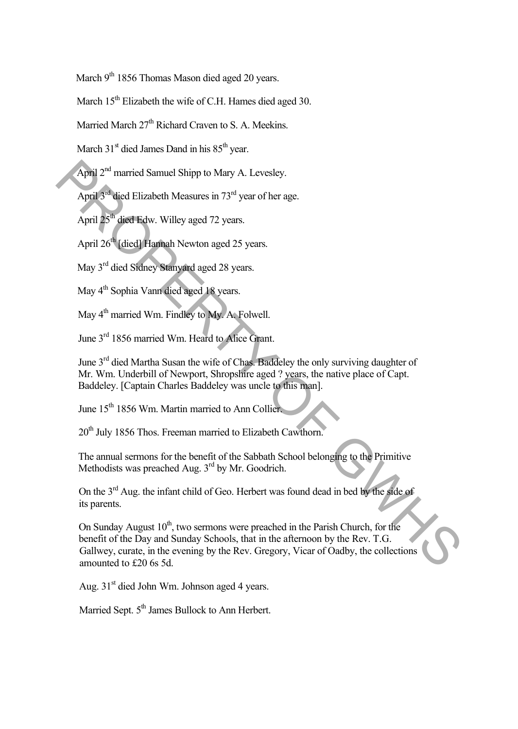March 9th 1856 Thomas Mason died aged 20 years.

March 15th Elizabeth the wife of C.H. Hames died aged 30.

Married March 27th Richard Craven to S. A. Meekins.

March 31st died James Dand in his 85th year.

April 2nd married Samuel Shipp to Mary A. Levesley.

April 3rd died Elizabeth Measures in 73rd year of her age.

April 25th died Edw. Willey aged 72 years.

April 26th [died] Hannah Newton aged 25 years.

May 3rd died Sidney Stanyard aged 28 years.

May 4th Sophia Vann died aged 18 years.

May 4th married Wm. Findley to My. A. Folwell.

June 3rd 1856 married Wm. Heard to Alice Grant.

June 3rd died Martha Susan the wife of Chas. Baddeley the only surviving daughter of Mr. Wm. Underbill of Newport, Shropshire aged ? years, the native place of Capt. Baddeley. [Captain Charles Baddeley was uncle to this man].

June 15th 1856 Wm. Martin married to Ann Collier.

20th July 1856 Thos. Freeman married to Elizabeth Cawthorn.

The annual sermons for the benefit of the Sabbath School belonging to the Primitive Methodists was preached Aug. 3rd by Mr. Goodrich.

On the 3rd Aug. the infant child of Geo. Herbert was found dead in bed by the side of its parents.

On Sunday August 10th, two sermons were preached in the Parish Church, for the benefit of the Day and Sunday Schools, that in the afternoon by the Rev. T.G. Gallwey, curate, in the evening by the Rev. Gregory, Vicar of Oadby, the collections amounted to £20 6s 5d.

Aug. 31st died John Wm. Johnson aged 4 years.

Married Sept. 5th James Bullock to Ann Herbert.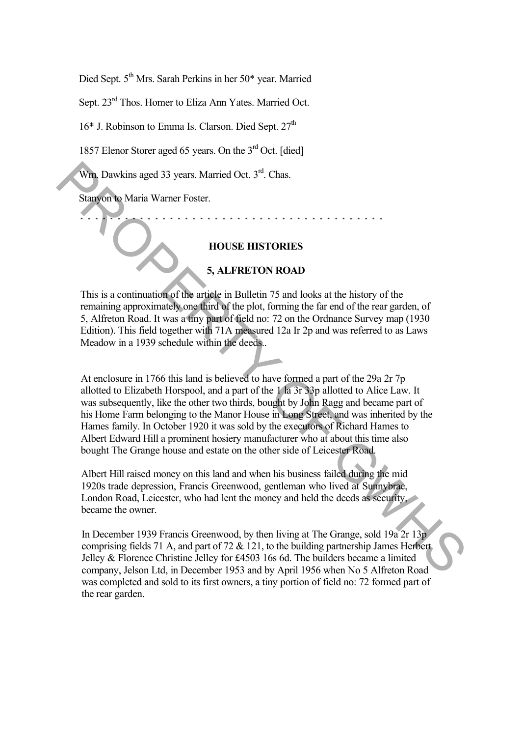Died Sept. 5th Mrs. Sarah Perkins in her 50* year. Married

Sept. 23rd Thos. Homer to Eliza Ann Yates. Married Oct.

16* J. Robinson to Emma Is. Clarson. Died Sept. 27th

1857 Elenor Storer aged 65 years. On the 3rd Oct. [died]

Wm. Dawkins aged 33 years. Married Oct. 3rd. Chas.

Stanyon to Maria Warner Foster.

\* \* \* \* \* \* \* \* \* \* \* \* \* \* \* \* \* \* \* \* \* \* \* \* \* \* \* \* \* \* \* \* \* \* \* \* \* \* \* \* \* \*

## HOUSE HISTORIES

### 5, ALFRETON ROAD

This is a continuation of the article in Bulletin 75 and looks at the history of the remaining approximately one third of the plot, forming the far end of the rear garden, of 5, Alfreton Road. It was a tiny part of field no: 72 on the Ordnance Survey map (1930 Edition). This field together with 71A measured 12a Ir 2p and was referred to as Laws Meadow in a 1939 schedule within the deeds..

At enclosure in 1766 this land is believed to have formed a part of the 29a 2r 7p allotted to Elizabeth Horspool, and a part of the 1 la 3r 33p allotted to Alice Law. It was subsequently, like the other two thirds, bought by John Ragg and became part of his Home Farm belonging to the Manor House in Long Street, and was inherited by the Hames family. In October 1920 it was sold by the executors of Richard Hames to Albert Edward Hill a prominent hosiery manufacturer who at about this time also bought The Grange house and estate on the other side of Leicester Road.

Albert Hill raised money on this land and when his business failed during the mid 1920s trade depression, Francis Greenwood, gentleman who lived at Sunnybrae, London Road, Leicester, who had lent the money and held the deeds as security, became the owner.

In December 1939 Francis Greenwood, by then living at The Grange, sold 19a 2r 13p comprising fields 71 A, and part of 72 & 121, to the building partnership James Herbert Jelley & Florence Christine Jelley for £4503 16s 6d. The builders became a limited company, Jelson Ltd, in December 1953 and by April 1956 when No 5 Alfreton Road was completed and sold to its first owners, a tiny portion of field no: 72 formed part of the rear garden.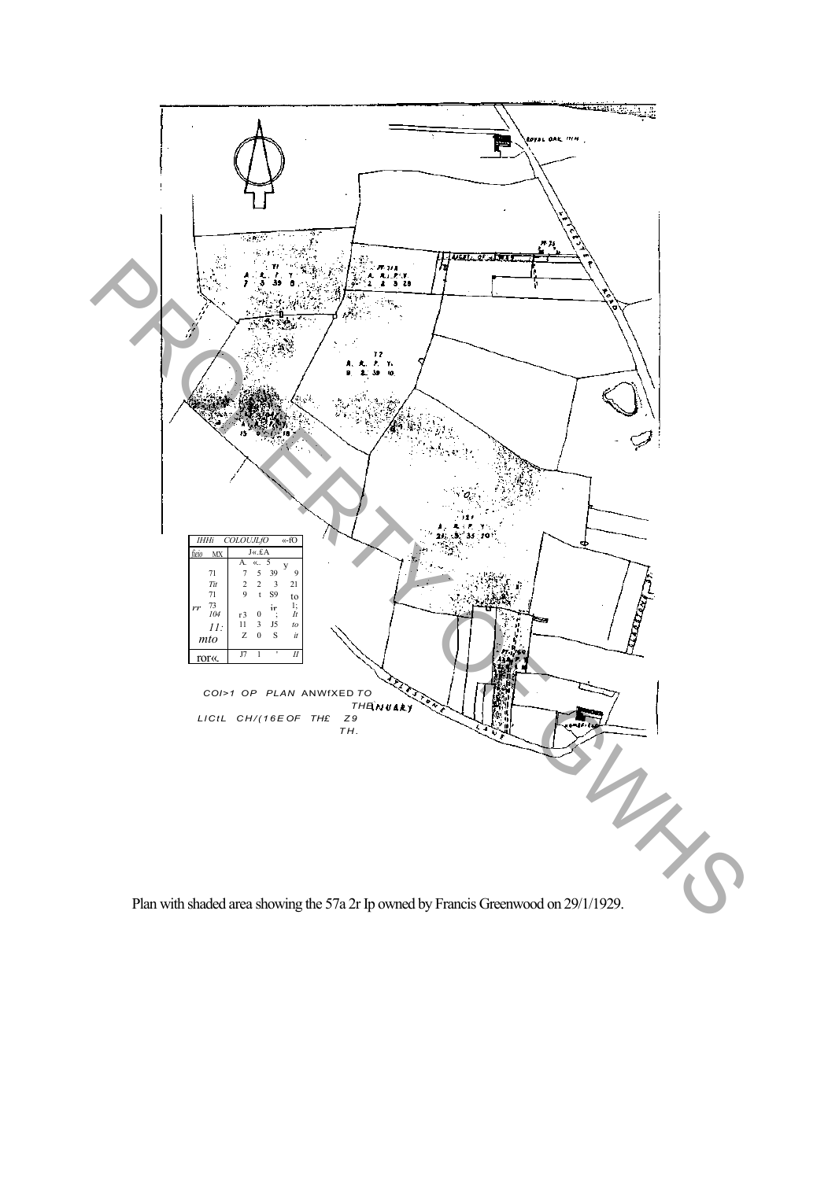Plan with shaded area showing the 57a 2r Ip owned by Francis Greenwood on 29/1/1929.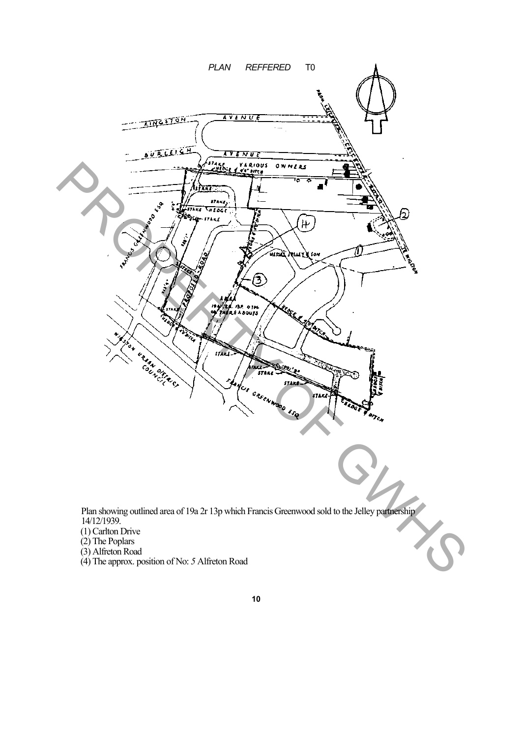*PLAN REFFERED TO*

Plan showing outlined area of 19a 2r 13p which Francis Greenwood sold to the Jelley partnership 14/12/1939.

(1) Carlton Drive
(2) The Poplars
(3) Alfreton Road
(4) The approx. position of No: 5 Alfreton Road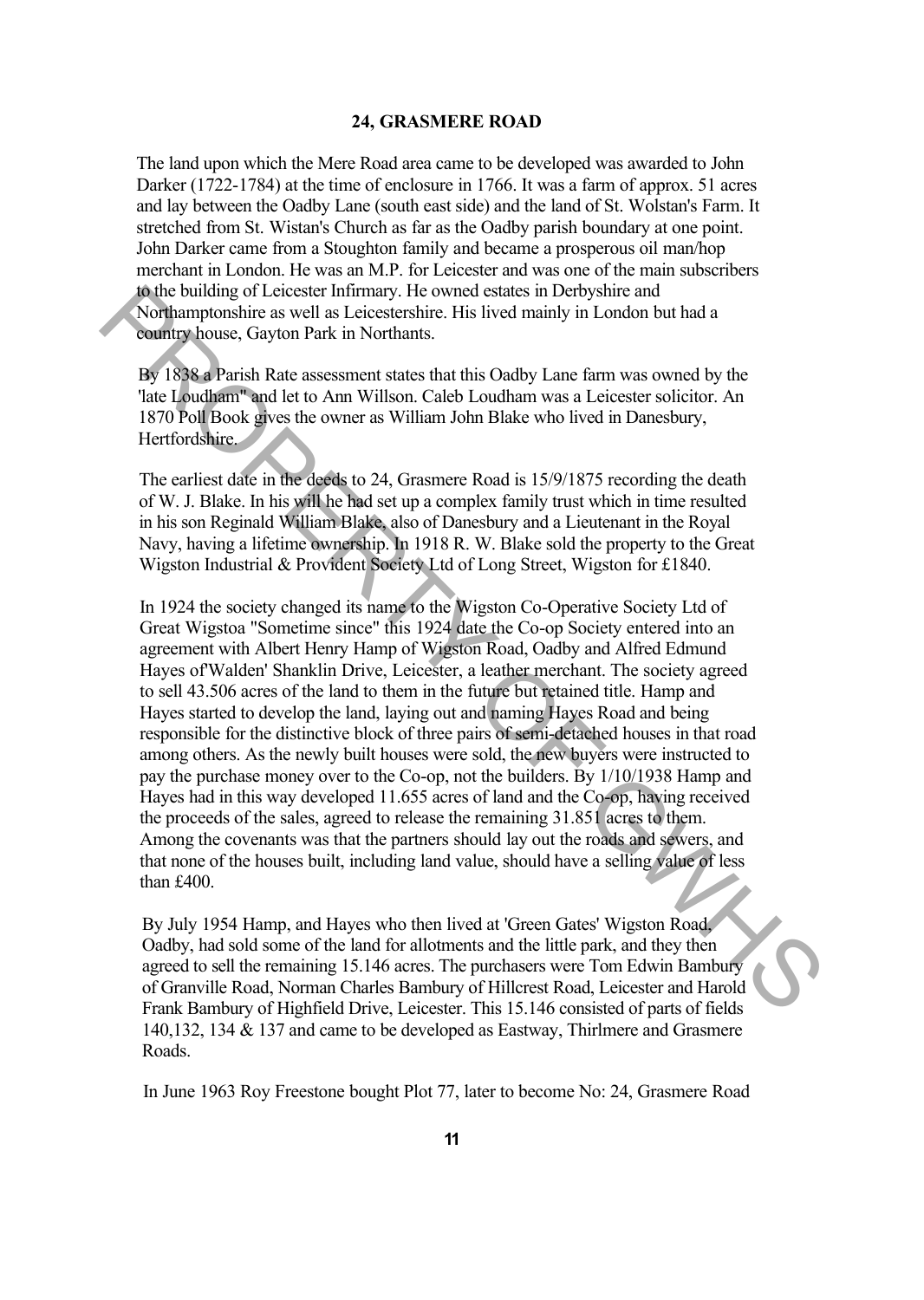# 24, GRASMERE ROAD

The land upon which the Mere Road area came to be developed was awarded to John Darker (1722-1784) at the time of enclosure in 1766. It was a farm of approx. 51 acres and lay between the Oadby Lane (south east side) and the land of St. Wolstan's Farm. It stretched from St. Wistan's Church as far as the Oadby parish boundary at one point. John Darker came from a Stoughton family and became a prosperous oil man/hop merchant in London. He was an M.P. for Leicester and was one of the main subscribers to the building of Leicester Infirmary. He owned estates in Derbyshire and Northamptonshire as well as Leicestershire. His lived mainly in London but had a country house, Gayton Park in Northants.

By 1838 a Parish Rate assessment states that this Oadby Lane farm was owned by the 'late Loudham" and let to Ann Willson. Caleb Loudham was a Leicester solicitor. An 1870 Poll Book gives the owner as William John Blake who lived in Danesbury, Hertfordshire.

The earliest date in the deeds to 24, Grasmere Road is 15/9/1875 recording the death of W. J. Blake. In his will he had set up a complex family trust which in time resulted in his son Reginald William Blake, also of Danesbury and a Lieutenant in the Royal Navy, having a lifetime ownership. In 1918 R. W. Blake sold the property to the Great Wigston Industrial & Provident Society Ltd of Long Street, Wigston for £1840.

In 1924 the society changed its name to the Wigston Co-Operative Society Ltd of Great Wigstoa "Sometime since" this 1924 date the Co-op Society entered into an agreement with Albert Henry Hamp of Wigston Road, Oadby and Alfred Edmund Hayes of'Walden' Shanklin Drive, Leicester, a leather merchant. The society agreed to sell 43.506 acres of the land to them in the future but retained title. Hamp and Hayes started to develop the land, laying out and naming Hayes Road and being responsible for the distinctive block of three pairs of semi-detached houses in that road among others. As the newly built houses were sold, the new buyers were instructed to pay the purchase money over to the Co-op, not the builders. By 1/10/1938 Hamp and Hayes had in this way developed 11.655 acres of land and the Co-op, having received the proceeds of the sales, agreed to release the remaining 31.851 acres to them. Among the covenants was that the partners should lay out the roads and sewers, and that none of the houses built, including land value, should have a selling value of less than £400.

By July 1954 Hamp, and Hayes who then lived at 'Green Gates' Wigston Road, Oadby, had sold some of the land for allotments and the little park, and they then agreed to sell the remaining 15.146 acres. The purchasers were Tom Edwin Bambury of Granville Road, Norman Charles Bambury of Hillcrest Road, Leicester and Harold Frank Bambury of Highfield Drive, Leicester. This 15.146 consisted of parts of fields 140,132, 134 & 137 and came to be developed as Eastway, Thirlmere and Grasmere Roads.

In June 1963 Roy Freestone bought Plot 77, later to become No: 24, Grasmere Road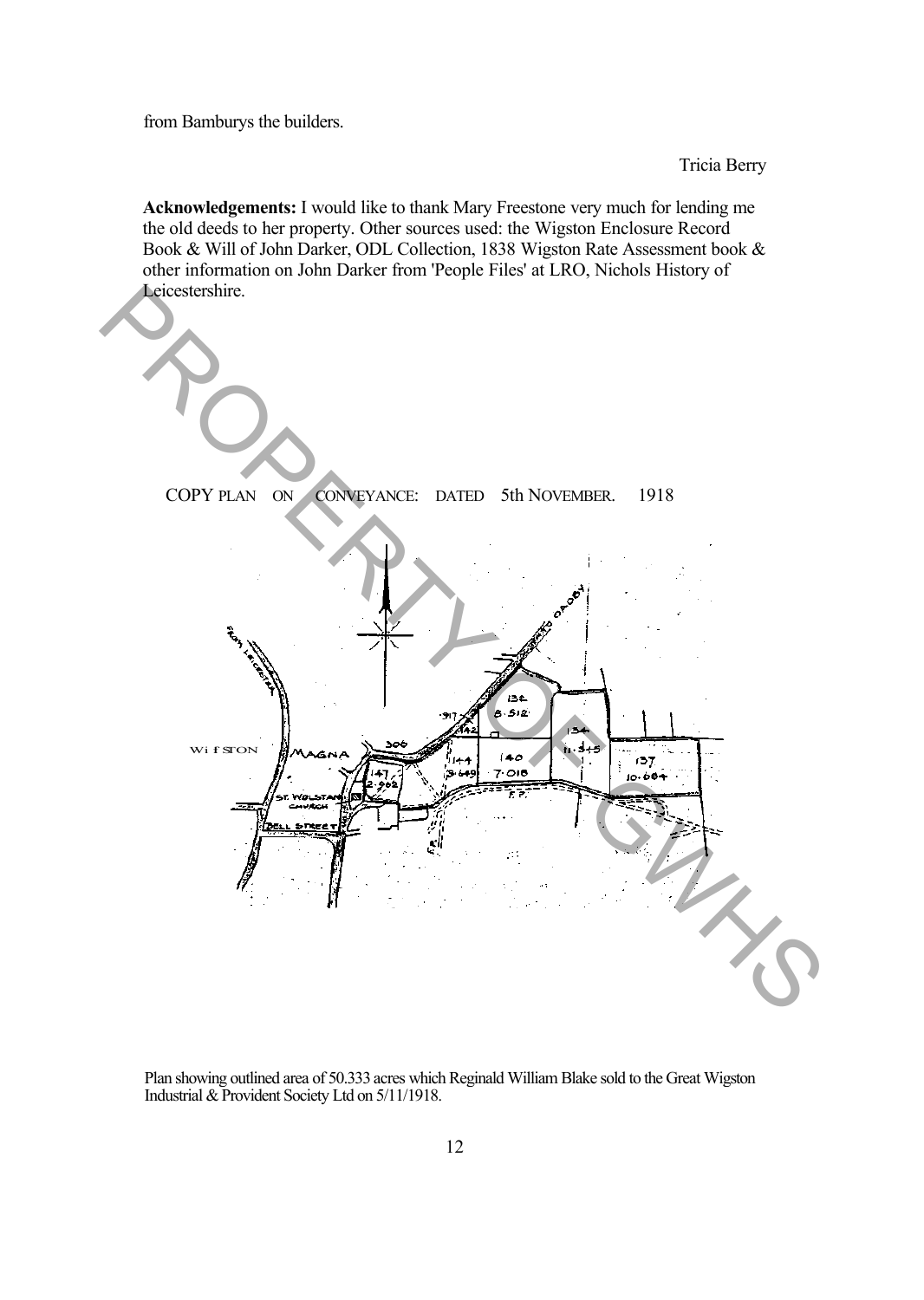from Bamburys the builders.

Tricia Berry

**Acknowledgements:** I would like to thank Mary Freestone very much for lending me the old deeds to her property. Other sources used: the Wigston Enclosure Record Book & Will of John Darker, ODL Collection, 1838 Wigston Rate Assessment book & other information on John Darker from 'People Files' at LRO, Nichols History of Leicestershire.

COPY PLAN ON CONVEYANCE: DATED 5th NOVEMBER. 1918

Plan showing outlined area of 50.333 acres which Reginald William Blake sold to the Great Wigston Industrial & Provident Society Ltd on 5/11/1918.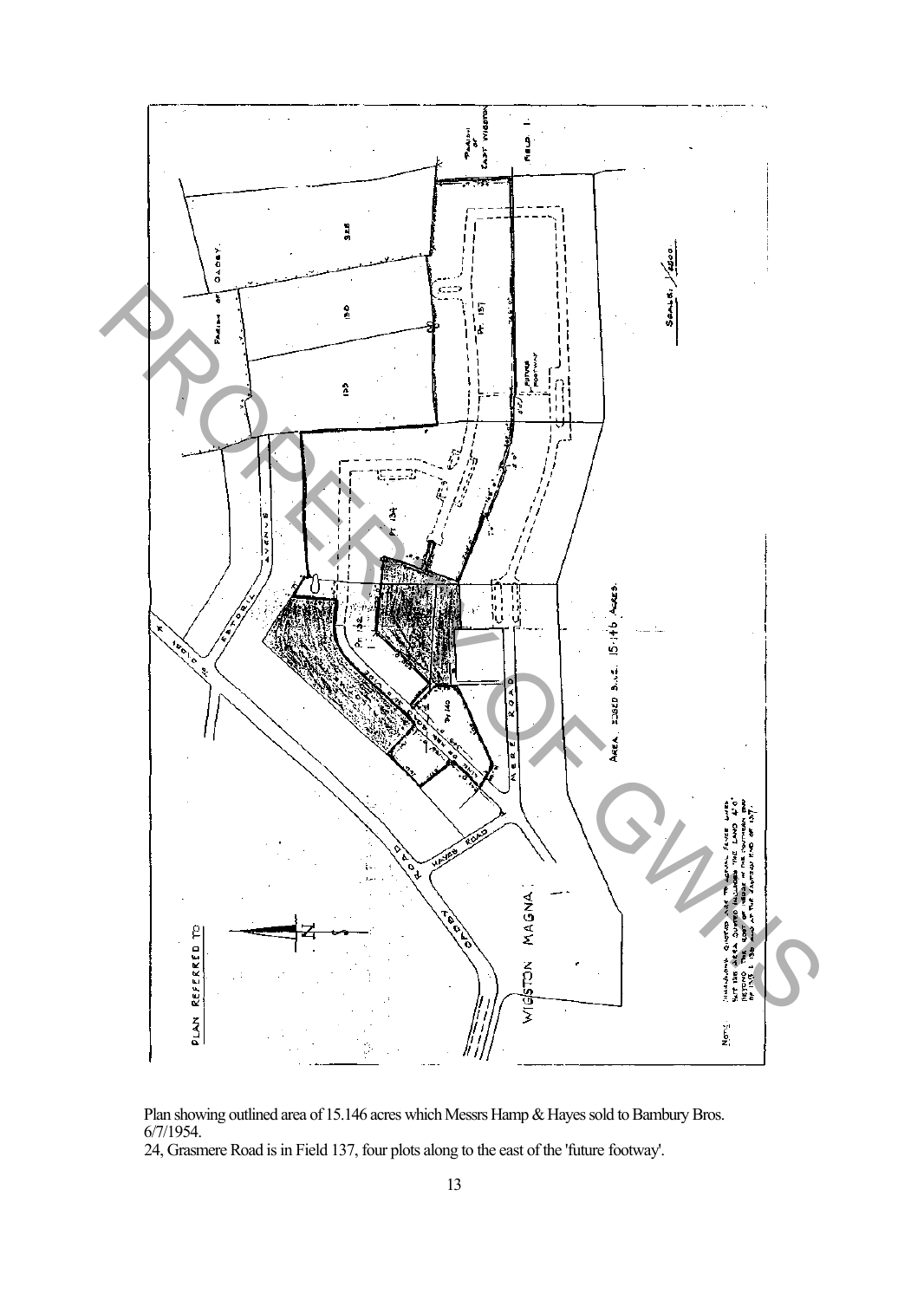Plan showing outlined area of 15.146 acres which Messrs Hamp & Hayes sold to Bambury Bros. 6/7/1954.

24, Grasmere Road is in Field 137, four plots along to the east of the 'future footway'.